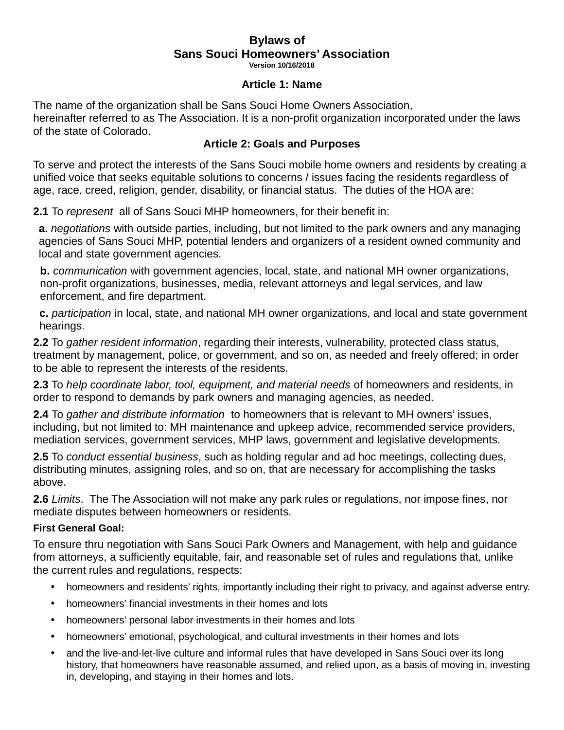# Bylaws of Sans Souci Homeowners' Association

**Version 10/16/2018**

## Article 1: Name

The name of the organization shall be Sans Souci Home Owners Association, hereinafter referred to as The Association. It is a non-profit organization incorporated under the laws of the state of Colorado.

## Article 2: Goals and Purposes

To serve and protect the interests of the Sans Souci mobile home owners and residents by creating a unified voice that seeks equitable solutions to concerns / issues facing the residents regardless of age, race, creed, religion, gender, disability, or financial status. The duties of the HOA are:

**2.1** To *represent* all of Sans Souci MHP homeowners, for their benefit in:

**a.** *negotiations* with outside parties, including, but not limited to the park owners and any managing agencies of Sans Souci MHP, potential lenders and organizers of a resident owned community and local and state government agencies.

**b.** *communication* with government agencies, local, state, and national MH owner organizations, non-profit organizations, businesses, media, relevant attorneys and legal services, and law enforcement, and fire department.

**c.** *participation* in local, state, and national MH owner organizations, and local and state government hearings.

**2.2** To *gather resident information*, regarding their interests, vulnerability, protected class status, treatment by management, police, or government, and so on, as needed and freely offered; in order to be able to represent the interests of the residents.

**2.3** To *help coordinate labor, tool, equipment, and material needs* of homeowners and residents, in order to respond to demands by park owners and managing agencies, as needed.

**2.4** To *gather and distribute information* to homeowners that is relevant to MH owners' issues, including, but not limited to: MH maintenance and upkeep advice, recommended service providers, mediation services, government services, MHP laws, government and legislative developments.

**2.5** To *conduct essential business*, such as holding regular and ad hoc meetings, collecting dues, distributing minutes, assigning roles, and so on, that are necessary for accomplishing the tasks above.

**2.6** *Limits*. The The Association will not make any park rules or regulations, nor impose fines, nor mediate disputes between homeowners or residents.

**First General Goal:**

To ensure thru negotiation with Sans Souci Park Owners and Management, with help and guidance from attorneys, a sufficiently equitable, fair, and reasonable set of rules and regulations that, unlike the current rules and regulations, respects:

- homeowners and residents' rights, importantly including their right to privacy, and against adverse entry.
- homeowners' financial investments in their homes and lots
- homeowners' personal labor investments in their homes and lots
- homeowners' emotional, psychological, and cultural investments in their homes and lots
- and the live-and-let-live culture and informal rules that have developed in Sans Souci over its long history, that homeowners have reasonable assumed, and relied upon, as a basis of moving in, investing in, developing, and staying in their homes and lots.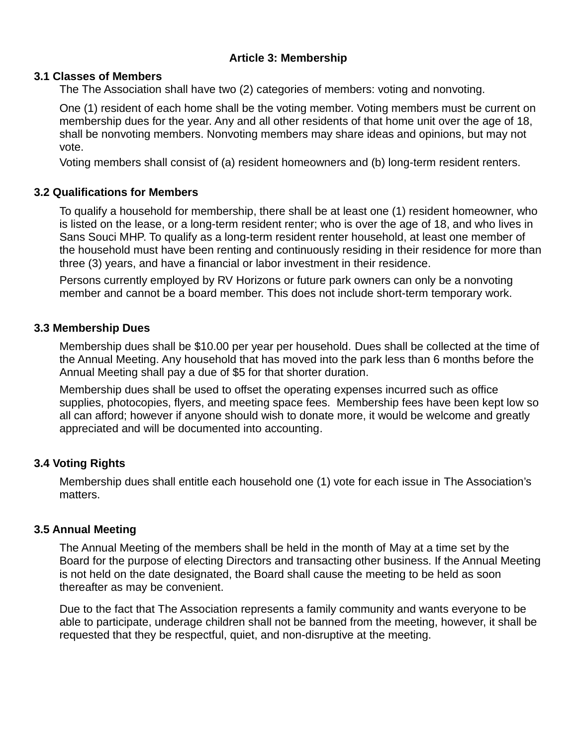## Article 3: Membership

### 3.1 Classes of Members

The The Association shall have two (2) categories of members: voting and nonvoting.

One (1) resident of each home shall be the voting member. Voting members must be current on membership dues for the year. Any and all other residents of that home unit over the age of 18, shall be nonvoting members. Nonvoting members may share ideas and opinions, but may not vote.

Voting members shall consist of (a) resident homeowners and (b) long-term resident renters.

### 3.2 Qualifications for Members

To qualify a household for membership, there shall be at least one (1) resident homeowner, who is listed on the lease, or a long-term resident renter; who is over the age of 18, and who lives in Sans Souci MHP. To qualify as a long-term resident renter household, at least one member of the household must have been renting and continuously residing in their residence for more than three (3) years, and have a financial or labor investment in their residence.

Persons currently employed by RV Horizons or future park owners can only be a nonvoting member and cannot be a board member. This does not include short-term temporary work.

### 3.3 Membership Dues

Membership dues shall be $10.00 per year per household. Dues shall be collected at the time of the Annual Meeting. Any household that has moved into the park less than 6 months before the Annual Meeting shall pay a due of $5 for that shorter duration.

Membership dues shall be used to offset the operating expenses incurred such as office supplies, photocopies, flyers, and meeting space fees. Membership fees have been kept low so all can afford; however if anyone should wish to donate more, it would be welcome and greatly appreciated and will be documented into accounting.

### 3.4 Voting Rights

Membership dues shall entitle each household one (1) vote for each issue in The Association's matters.

### 3.5 Annual Meeting

The Annual Meeting of the members shall be held in the month of May at a time set by the Board for the purpose of electing Directors and transacting other business. If the Annual Meeting is not held on the date designated, the Board shall cause the meeting to be held as soon thereafter as may be convenient.

Due to the fact that The Association represents a family community and wants everyone to be able to participate, underage children shall not be banned from the meeting, however, it shall be requested that they be respectful, quiet, and non-disruptive at the meeting.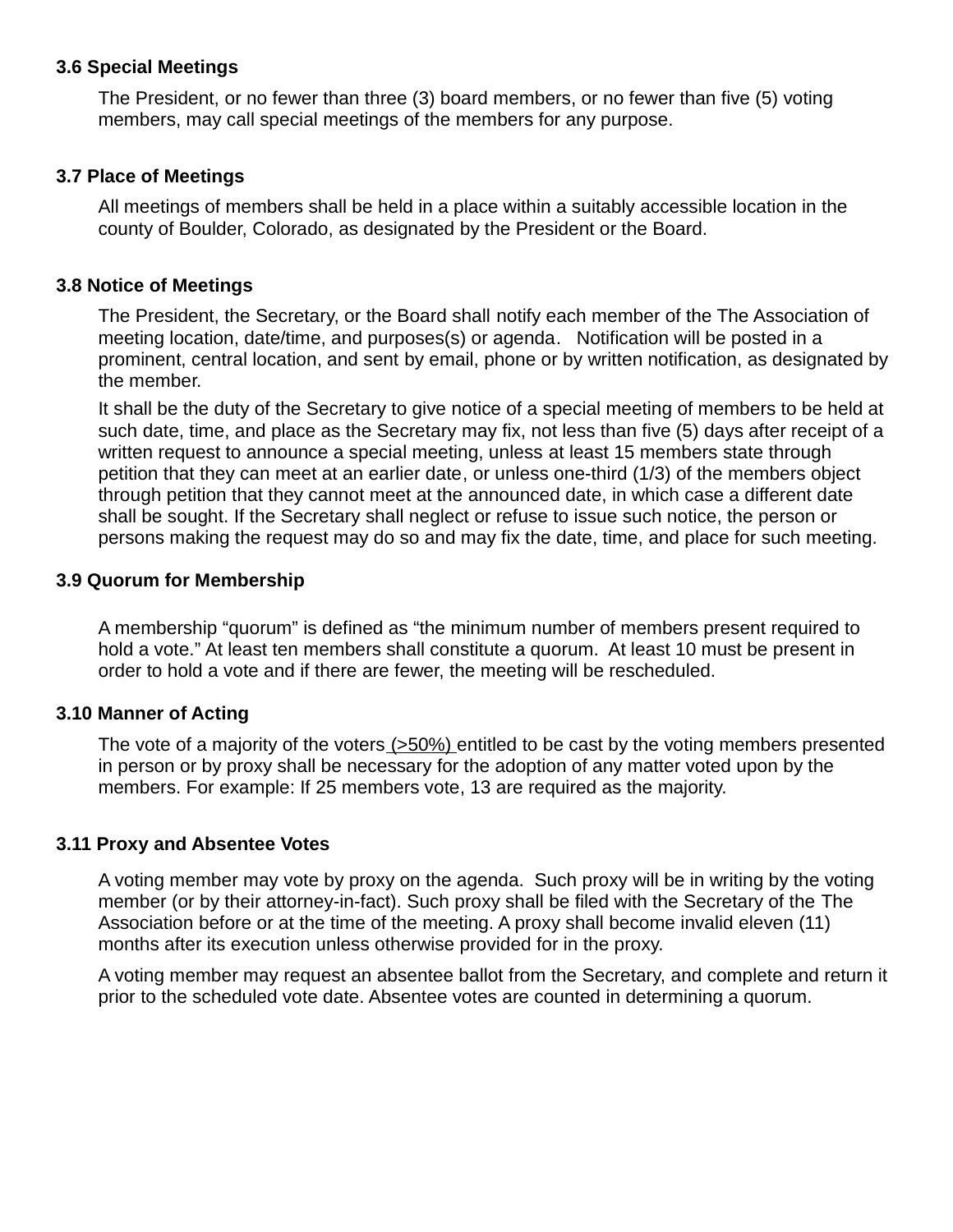### 3.6 Special Meetings

The President, or no fewer than three (3) board members, or no fewer than five (5) voting members, may call special meetings of the members for any purpose.

### 3.7 Place of Meetings

All meetings of members shall be held in a place within a suitably accessible location in the county of Boulder, Colorado, as designated by the President or the Board.

### 3.8 Notice of Meetings

The President, the Secretary, or the Board shall notify each member of the The Association of meeting location, date/time, and purposes(s) or agenda. Notification will be posted in a prominent, central location, and sent by email, phone or by written notification, as designated by the member.

It shall be the duty of the Secretary to give notice of a special meeting of members to be held at such date, time, and place as the Secretary may fix, not less than five (5) days after receipt of a written request to announce a special meeting, unless at least 15 members state through petition that they can meet at an earlier date, or unless one-third (1/3) of the members object through petition that they cannot meet at the announced date, in which case a different date shall be sought. If the Secretary shall neglect or refuse to issue such notice, the person or persons making the request may do so and may fix the date, time, and place for such meeting.

### 3.9 Quorum for Membership

A membership "quorum" is defined as "the minimum number of members present required to hold a vote." At least ten members shall constitute a quorum. At least 10 must be present in order to hold a vote and if there are fewer, the meeting will be rescheduled.

### 3.10 Manner of Acting

The vote of a majority of the voters (>50%) entitled to be cast by the voting members presented in person or by proxy shall be necessary for the adoption of any matter voted upon by the members. For example: If 25 members vote, 13 are required as the majority.

### 3.11 Proxy and Absentee Votes

A voting member may vote by proxy on the agenda. Such proxy will be in writing by the voting member (or by their attorney-in-fact). Such proxy shall be filed with the Secretary of the The Association before or at the time of the meeting. A proxy shall become invalid eleven (11) months after its execution unless otherwise provided for in the proxy.

A voting member may request an absentee ballot from the Secretary, and complete and return it prior to the scheduled vote date. Absentee votes are counted in determining a quorum.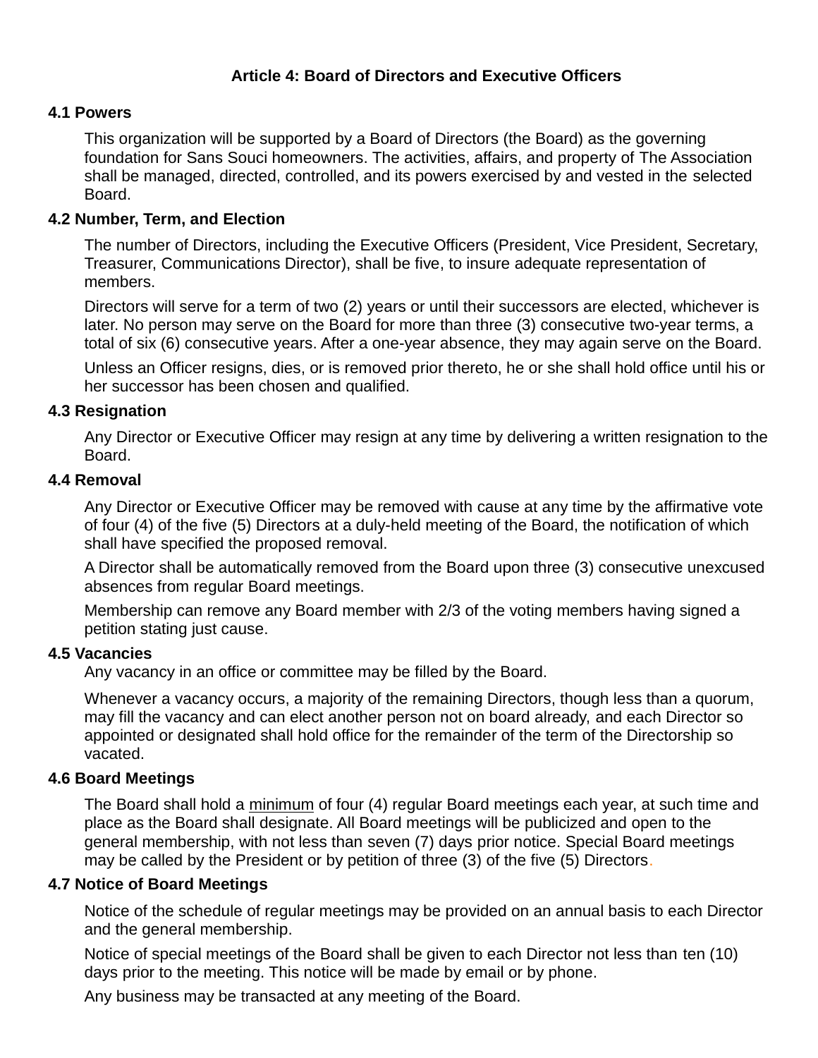## Article 4: Board of Directors and Executive Officers

### 4.1 Powers

This organization will be supported by a Board of Directors (the Board) as the governing foundation for Sans Souci homeowners. The activities, affairs, and property of The Association shall be managed, directed, controlled, and its powers exercised by and vested in the selected Board.

### 4.2 Number, Term, and Election

The number of Directors, including the Executive Officers (President, Vice President, Secretary, Treasurer, Communications Director), shall be five, to insure adequate representation of members.

Directors will serve for a term of two (2) years or until their successors are elected, whichever is later. No person may serve on the Board for more than three (3) consecutive two-year terms, a total of six (6) consecutive years. After a one-year absence, they may again serve on the Board.

Unless an Officer resigns, dies, or is removed prior thereto, he or she shall hold office until his or her successor has been chosen and qualified.

### 4.3 Resignation

Any Director or Executive Officer may resign at any time by delivering a written resignation to the Board.

### 4.4 Removal

Any Director or Executive Officer may be removed with cause at any time by the affirmative vote of four (4) of the five (5) Directors at a duly-held meeting of the Board, the notification of which shall have specified the proposed removal.

A Director shall be automatically removed from the Board upon three (3) consecutive unexcused absences from regular Board meetings.

Membership can remove any Board member with 2/3 of the voting members having signed a petition stating just cause.

### 4.5 Vacancies

Any vacancy in an office or committee may be filled by the Board.

Whenever a vacancy occurs, a majority of the remaining Directors, though less than a quorum, may fill the vacancy and can elect another person not on board already, and each Director so appointed or designated shall hold office for the remainder of the term of the Directorship so vacated.

### 4.6 Board Meetings

The Board shall hold a <u>minimum</u> of four (4) regular Board meetings each year, at such time and place as the Board shall designate. All Board meetings will be publicized and open to the general membership, with not less than seven (7) days prior notice. Special Board meetings may be called by the President or by petition of three (3) of the five (5) Directors.

### 4.7 Notice of Board Meetings

Notice of the schedule of regular meetings may be provided on an annual basis to each Director and the general membership.

Notice of special meetings of the Board shall be given to each Director not less than ten (10) days prior to the meeting. This notice will be made by email or by phone.

Any business may be transacted at any meeting of the Board.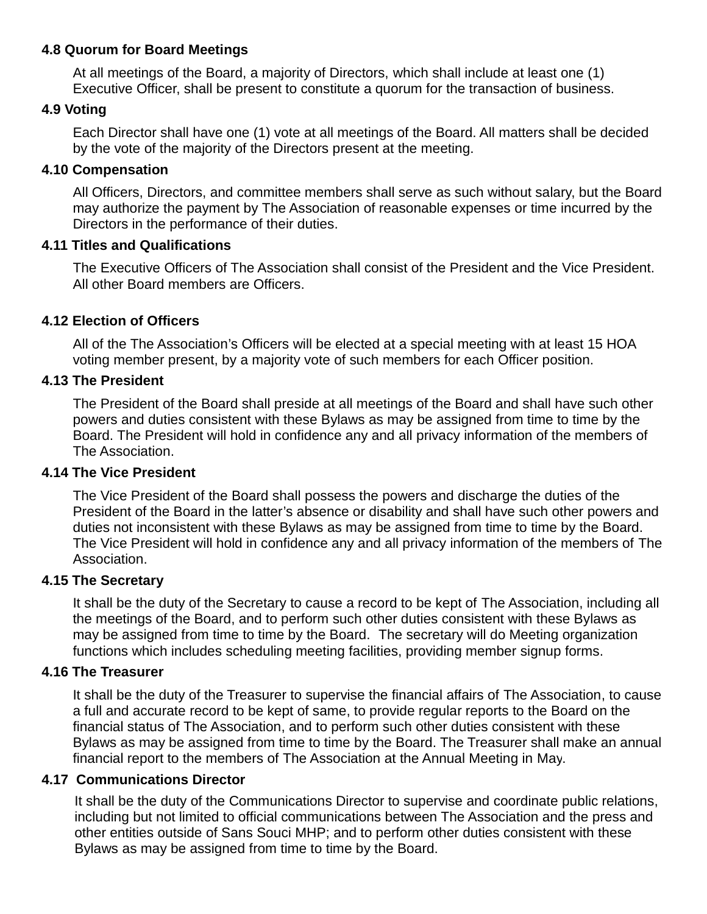**4.8 Quorum for Board Meetings**

At all meetings of the Board, a majority of Directors, which shall include at least one (1) Executive Officer, shall be present to constitute a quorum for the transaction of business.

**4.9 Voting**

Each Director shall have one (1) vote at all meetings of the Board. All matters shall be decided by the vote of the majority of the Directors present at the meeting.

**4.10 Compensation**

All Officers, Directors, and committee members shall serve as such without salary, but the Board may authorize the payment by The Association of reasonable expenses or time incurred by the Directors in the performance of their duties.

**4.11 Titles and Qualifications**

The Executive Officers of The Association shall consist of the President and the Vice President. All other Board members are Officers.

**4.12 Election of Officers**

All of the The Association's Officers will be elected at a special meeting with at least 15 HOA voting member present, by a majority vote of such members for each Officer position.

**4.13 The President**

The President of the Board shall preside at all meetings of the Board and shall have such other powers and duties consistent with these Bylaws as may be assigned from time to time by the Board. The President will hold in confidence any and all privacy information of the members of The Association.

**4.14 The Vice President**

The Vice President of the Board shall possess the powers and discharge the duties of the President of the Board in the latter's absence or disability and shall have such other powers and duties not inconsistent with these Bylaws as may be assigned from time to time by the Board. The Vice President will hold in confidence any and all privacy information of the members of The Association.

**4.15 The Secretary**

It shall be the duty of the Secretary to cause a record to be kept of The Association, including all the meetings of the Board, and to perform such other duties consistent with these Bylaws as may be assigned from time to time by the Board. The secretary will do Meeting organization functions which includes scheduling meeting facilities, providing member signup forms.

**4.16 The Treasurer**

It shall be the duty of the Treasurer to supervise the financial affairs of The Association, to cause a full and accurate record to be kept of same, to provide regular reports to the Board on the financial status of The Association, and to perform such other duties consistent with these Bylaws as may be assigned from time to time by the Board. The Treasurer shall make an annual financial report to the members of The Association at the Annual Meeting in May.

**4.17 Communications Director**

It shall be the duty of the Communications Director to supervise and coordinate public relations, including but not limited to official communications between The Association and the press and other entities outside of Sans Souci MHP; and to perform other duties consistent with these Bylaws as may be assigned from time to time by the Board.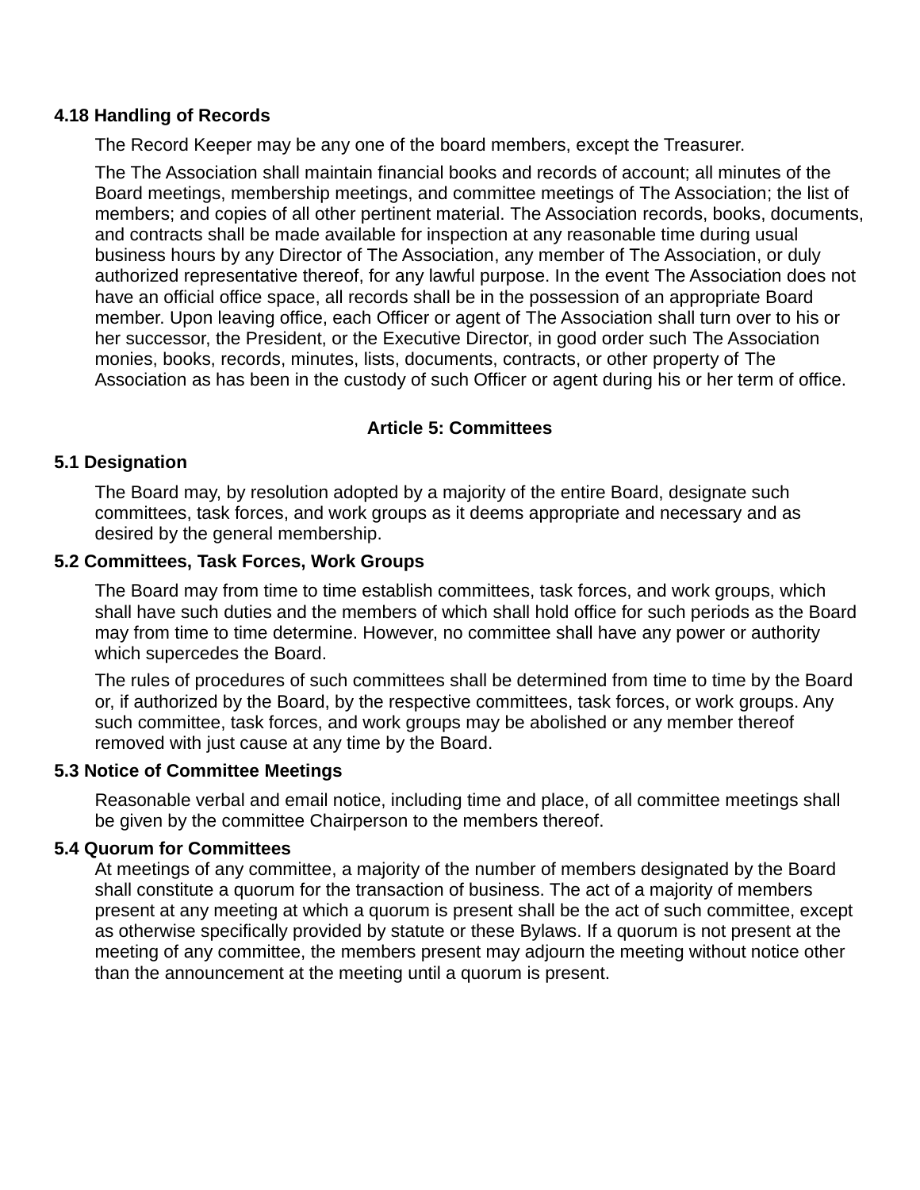**4.18 Handling of Records**

The Record Keeper may be any one of the board members, except the Treasurer.

The The Association shall maintain financial books and records of account; all minutes of the Board meetings, membership meetings, and committee meetings of The Association; the list of members; and copies of all other pertinent material. The Association records, books, documents, and contracts shall be made available for inspection at any reasonable time during usual business hours by any Director of The Association, any member of The Association, or duly authorized representative thereof, for any lawful purpose. In the event The Association does not have an official office space, all records shall be in the possession of an appropriate Board member. Upon leaving office, each Officer or agent of The Association shall turn over to his or her successor, the President, or the Executive Director, in good order such The Association monies, books, records, minutes, lists, documents, contracts, or other property of The Association as has been in the custody of such Officer or agent during his or her term of office.

## Article 5: Committees

**5.1 Designation**

The Board may, by resolution adopted by a majority of the entire Board, designate such committees, task forces, and work groups as it deems appropriate and necessary and as desired by the general membership.

**5.2 Committees, Task Forces, Work Groups**

The Board may from time to time establish committees, task forces, and work groups, which shall have such duties and the members of which shall hold office for such periods as the Board may from time to time determine. However, no committee shall have any power or authority which supercedes the Board.

The rules of procedures of such committees shall be determined from time to time by the Board or, if authorized by the Board, by the respective committees, task forces, or work groups. Any such committee, task forces, and work groups may be abolished or any member thereof removed with just cause at any time by the Board.

**5.3 Notice of Committee Meetings**

Reasonable verbal and email notice, including time and place, of all committee meetings shall be given by the committee Chairperson to the members thereof.

**5.4 Quorum for Committees**

At meetings of any committee, a majority of the number of members designated by the Board shall constitute a quorum for the transaction of business. The act of a majority of members present at any meeting at which a quorum is present shall be the act of such committee, except as otherwise specifically provided by statute or these Bylaws. If a quorum is not present at the meeting of any committee, the members present may adjourn the meeting without notice other than the announcement at the meeting until a quorum is present.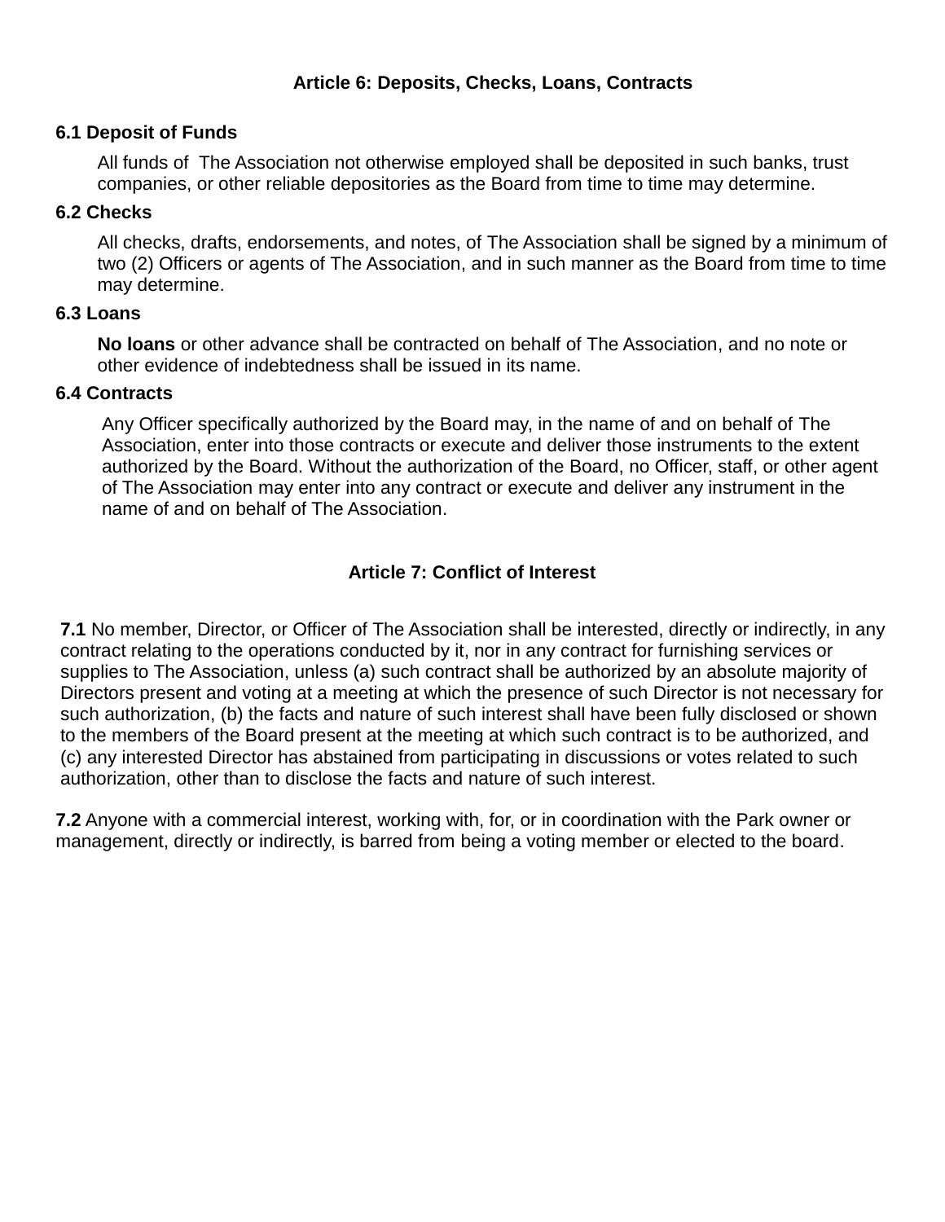## Article 6: Deposits, Checks, Loans, Contracts

### 6.1 Deposit of Funds

All funds of The Association not otherwise employed shall be deposited in such banks, trust companies, or other reliable depositories as the Board from time to time may determine.

### 6.2 Checks

All checks, drafts, endorsements, and notes, of The Association shall be signed by a minimum of two (2) Officers or agents of The Association, and in such manner as the Board from time to time may determine.

### 6.3 Loans

**No loans** or other advance shall be contracted on behalf of The Association, and no note or other evidence of indebtedness shall be issued in its name.

### 6.4 Contracts

Any Officer specifically authorized by the Board may, in the name of and on behalf of The Association, enter into those contracts or execute and deliver those instruments to the extent authorized by the Board. Without the authorization of the Board, no Officer, staff, or other agent of The Association may enter into any contract or execute and deliver any instrument in the name of and on behalf of The Association.

## Article 7: Conflict of Interest

**7.1** No member, Director, or Officer of The Association shall be interested, directly or indirectly, in any contract relating to the operations conducted by it, nor in any contract for furnishing services or supplies to The Association, unless (a) such contract shall be authorized by an absolute majority of Directors present and voting at a meeting at which the presence of such Director is not necessary for such authorization, (b) the facts and nature of such interest shall have been fully disclosed or shown to the members of the Board present at the meeting at which such contract is to be authorized, and (c) any interested Director has abstained from participating in discussions or votes related to such authorization, other than to disclose the facts and nature of such interest.

**7.2** Anyone with a commercial interest, working with, for, or in coordination with the Park owner or management, directly or indirectly, is barred from being a voting member or elected to the board.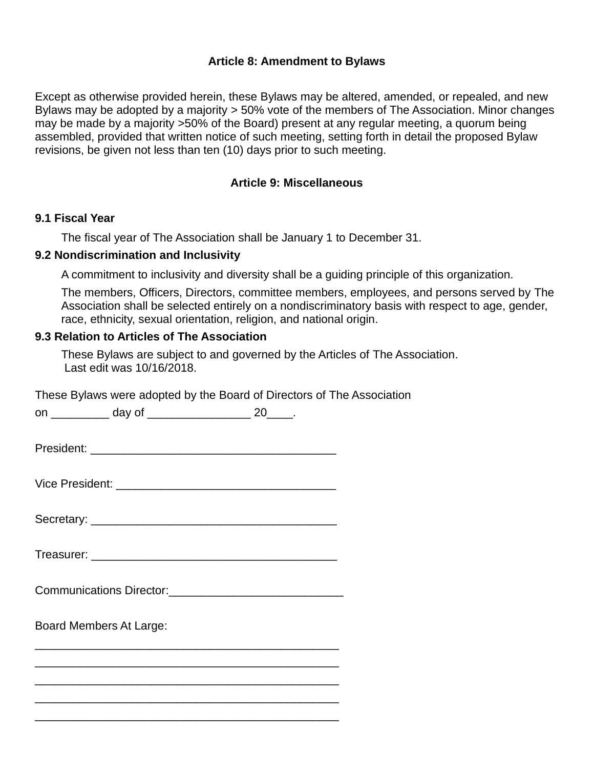## Article 8: Amendment to Bylaws

Except as otherwise provided herein, these Bylaws may be altered, amended, or repealed, and new Bylaws may be adopted by a majority > 50% vote of the members of The Association. Minor changes may be made by a majority >50% of the Board) present at any regular meeting, a quorum being assembled, provided that written notice of such meeting, setting forth in detail the proposed Bylaw revisions, be given not less than ten (10) days prior to such meeting.

## Article 9: Miscellaneous

**9.1 Fiscal Year**

The fiscal year of The Association shall be January 1 to December 31.

**9.2 Nondiscrimination and Inclusivity**

A commitment to inclusivity and diversity shall be a guiding principle of this organization.

The members, Officers, Directors, committee members, employees, and persons served by The Association shall be selected entirely on a nondiscriminatory basis with respect to age, gender, race, ethnicity, sexual orientation, religion, and national origin.

**9.3 Relation to Articles of The Association**

These Bylaws are subject to and governed by the Articles of The Association.
Last edit was 10/16/2018.

These Bylaws were adopted by the Board of Directors of The Association
on _________ day of ________________ 20____.

President: ______________________________________

Vice President: __________________________________

Secretary: ______________________________________

Treasurer: ______________________________________

Communications Director:___________________________

Board Members At Large:
_______________________________________________
_______________________________________________
_______________________________________________
_______________________________________________
_______________________________________________